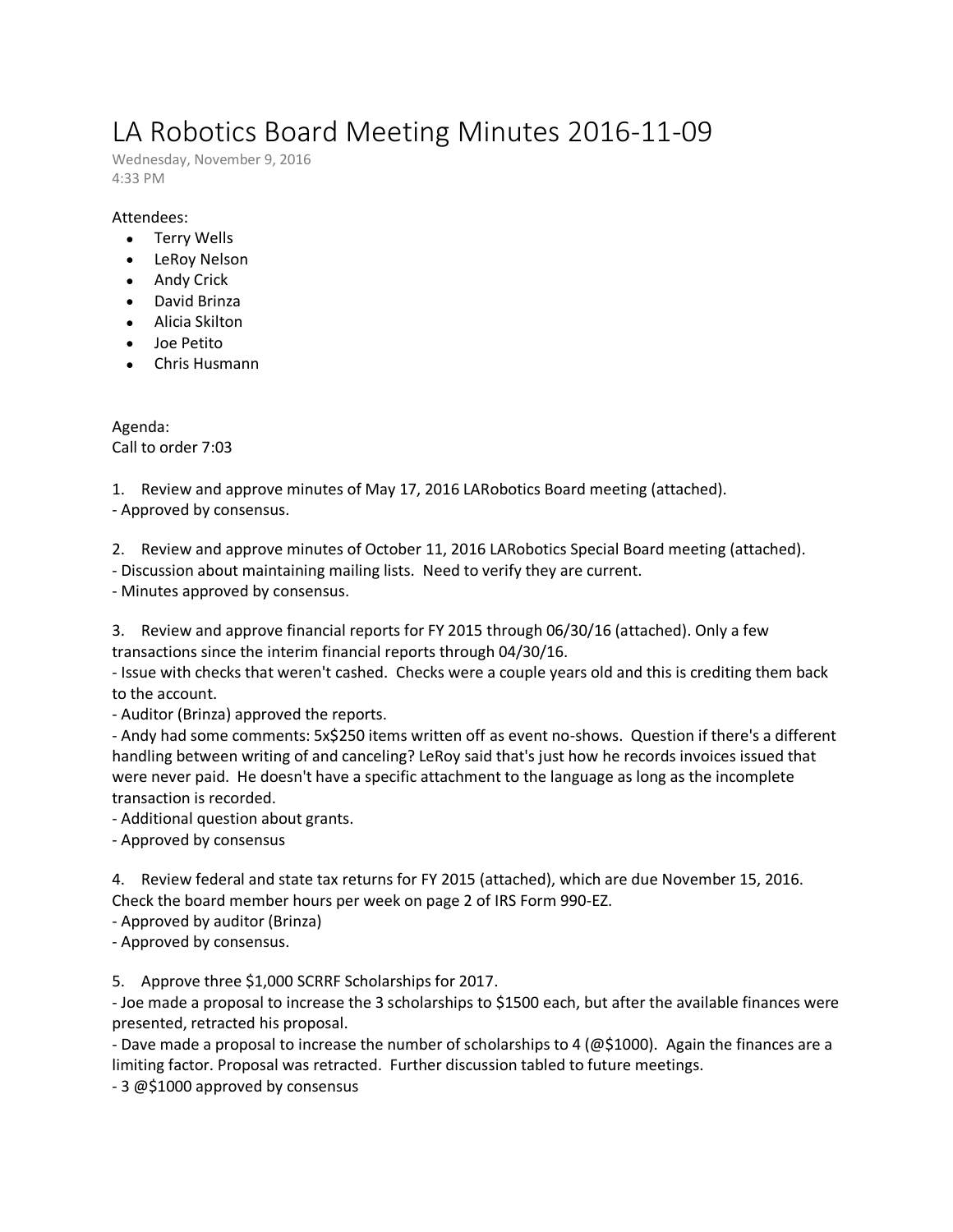# LA Robotics Board Meeting Minutes 2016-11-09

Wednesday, November 9, 2016
4:33 PM

Attendees:

- Terry Wells
- LeRoy Nelson
- Andy Crick
- David Brinza
- Alicia Skilton
- Joe Petito
- Chris Husmann

Agenda:
Call to order 7:03

1. Review and approve minutes of May 17, 2016 LARobotics Board meeting (attached).
- Approved by consensus.

2. Review and approve minutes of October 11, 2016 LARobotics Special Board meeting (attached).
- Discussion about maintaining mailing lists. Need to verify they are current.
- Minutes approved by consensus.

3. Review and approve financial reports for FY 2015 through 06/30/16 (attached). Only a few transactions since the interim financial reports through 04/30/16.
- Issue with checks that weren't cashed. Checks were a couple years old and this is crediting them back to the account.
- Auditor (Brinza) approved the reports.
- Andy had some comments: 5x$250 items written off as event no-shows. Question if there's a different handling between writing of and canceling? LeRoy said that's just how he records invoices issued that were never paid. He doesn't have a specific attachment to the language as long as the incomplete transaction is recorded.
- Additional question about grants.
- Approved by consensus

4. Review federal and state tax returns for FY 2015 (attached), which are due November 15, 2016. Check the board member hours per week on page 2 of IRS Form 990-EZ.
- Approved by auditor (Brinza)
- Approved by consensus.

5. Approve three $1,000 SCRRF Scholarships for 2017.
- Joe made a proposal to increase the 3 scholarships to $1500 each, but after the available finances were presented, retracted his proposal.
- Dave made a proposal to increase the number of scholarships to 4 (@$1000). Again the finances are a limiting factor. Proposal was retracted. Further discussion tabled to future meetings.
- 3 @$1000 approved by consensus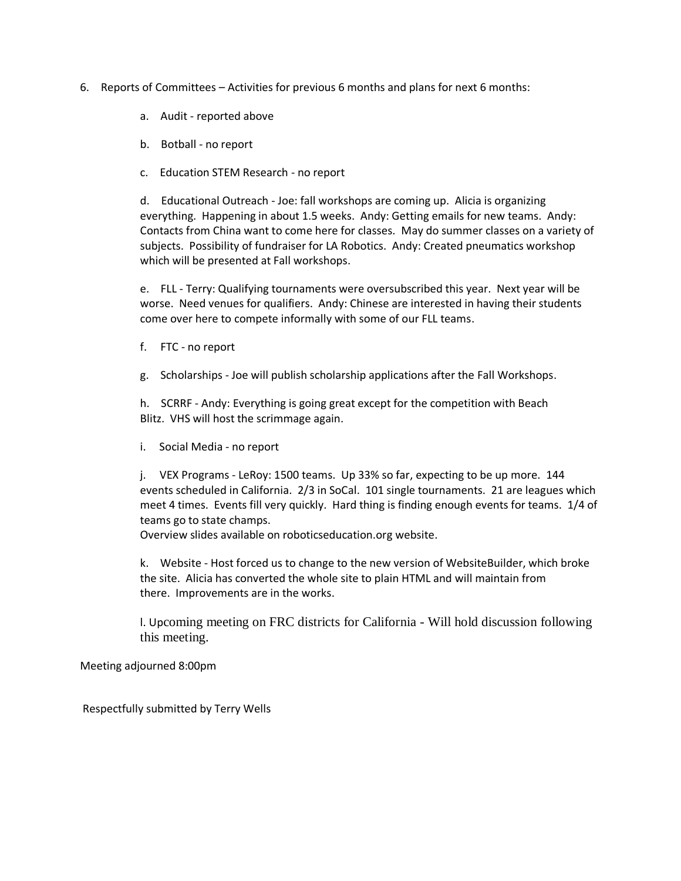6. Reports of Committees – Activities for previous 6 months and plans for next 6 months:

   a. Audit - reported above

   b. Botball - no report

   c. Education STEM Research - no report

   d. Educational Outreach - Joe: fall workshops are coming up. Alicia is organizing everything. Happening in about 1.5 weeks. Andy: Getting emails for new teams. Andy: Contacts from China want to come here for classes. May do summer classes on a variety of subjects. Possibility of fundraiser for LA Robotics. Andy: Created pneumatics workshop which will be presented at Fall workshops.

   e. FLL - Terry: Qualifying tournaments were oversubscribed this year. Next year will be worse. Need venues for qualifiers. Andy: Chinese are interested in having their students come over here to compete informally with some of our FLL teams.

   f. FTC - no report

   g. Scholarships - Joe will publish scholarship applications after the Fall Workshops.

   h. SCRRF - Andy: Everything is going great except for the competition with Beach Blitz. VHS will host the scrimmage again.

   i. Social Media - no report

   j. VEX Programs - LeRoy: 1500 teams. Up 33% so far, expecting to be up more. 144 events scheduled in California. 2/3 in SoCal. 101 single tournaments. 21 are leagues which meet 4 times. Events fill very quickly. Hard thing is finding enough events for teams. 1/4 of teams go to state champs.
   Overview slides available on roboticseducation.org website.

   k. Website - Host forced us to change to the new version of WebsiteBuilder, which broke the site. Alicia has converted the whole site to plain HTML and will maintain from there. Improvements are in the works.

   l. Upcoming meeting on FRC districts for California - Will hold discussion following this meeting.

Meeting adjourned 8:00pm

Respectfully submitted by Terry Wells